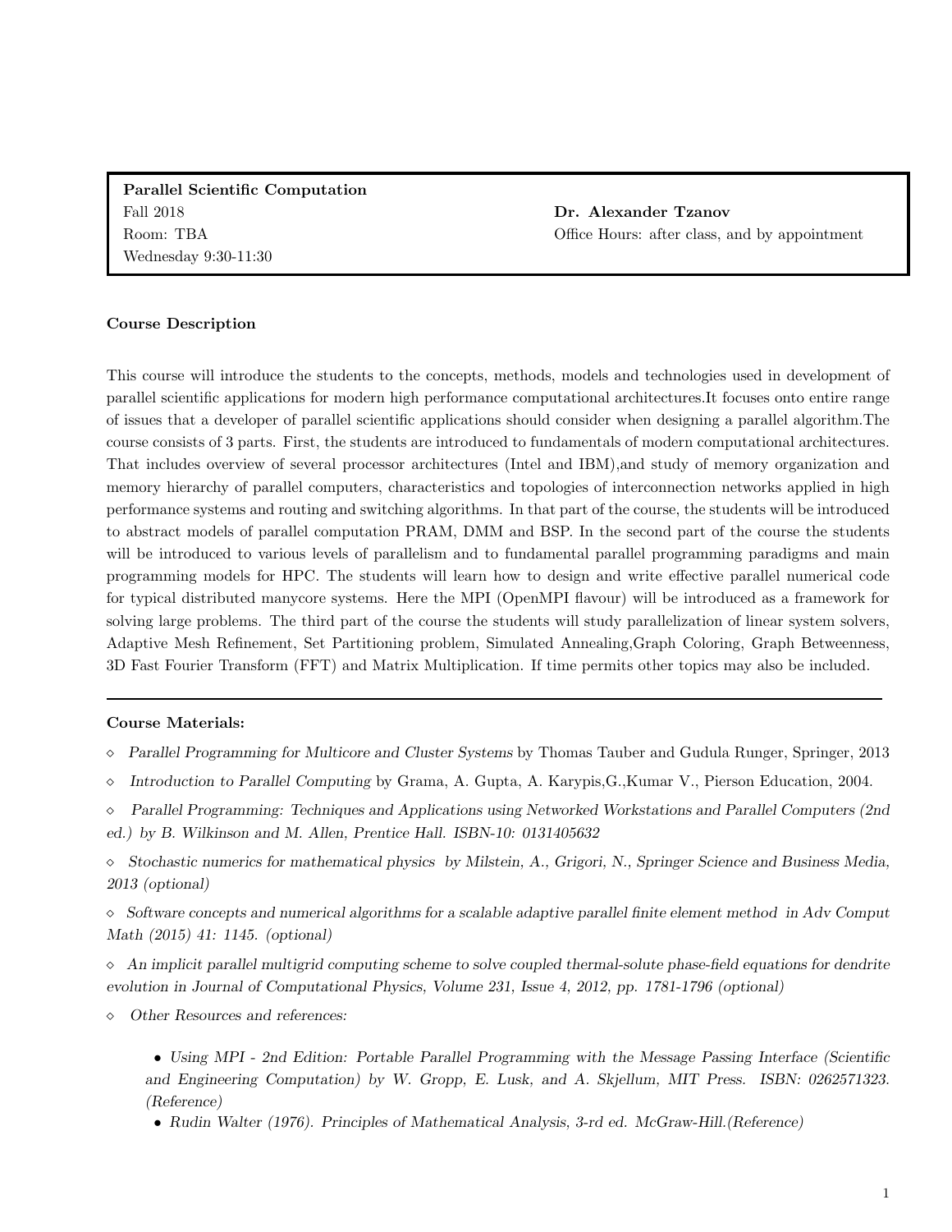**Parallel Scientific Computation**
Fall 2018
Room: TBA
Wednesday 9:30-11:30

**Dr. Alexander Tzanov**
Office Hours: after class, and by appointment

**Course Description**

This course will introduce the students to the concepts, methods, models and technologies used in development of parallel scientific applications for modern high performance computational architectures.It focuses onto entire range of issues that a developer of parallel scientific applications should consider when designing a parallel algorithm.The course consists of 3 parts. First, the students are introduced to fundamentals of modern computational architectures. That includes overview of several processor architectures (Intel and IBM),and study of memory organization and memory hierarchy of parallel computers, characteristics and topologies of interconnection networks applied in high performance systems and routing and switching algorithms. In that part of the course, the students will be introduced to abstract models of parallel computation PRAM, DMM and BSP. In the second part of the course the students will be introduced to various levels of parallelism and to fundamental parallel programming paradigms and main programming models for HPC. The students will learn how to design and write effective parallel numerical code for typical distributed manycore systems. Here the MPI (OpenMPI flavour) will be introduced as a framework for solving large problems. The third part of the course the students will study parallelization of linear system solvers, Adaptive Mesh Refinement, Set Partitioning problem, Simulated Annealing,Graph Coloring, Graph Betweenness, 3D Fast Fourier Transform (FFT) and Matrix Multiplication. If time permits other topics may also be included.

---

**Course Materials:**

- *Parallel Programming for Multicore and Cluster Systems* by Thomas Tauber and Gudula Runger, Springer, 2013
- *Introduction to Parallel Computing* by Grama, A. Gupta, A. Karypis,G.,Kumar V., Pierson Education, 2004.
- *Parallel Programming: Techniques and Applications using Networked Workstations and Parallel Computers (2nd ed.) by B. Wilkinson and M. Allen, Prentice Hall. ISBN-10: 0131405632*
- *Stochastic numerics for mathematical physics by Milstein, A., Grigori, N., Springer Science and Business Media, 2013 (optional)*
- *Software concepts and numerical algorithms for a scalable adaptive parallel finite element method in Adv Comput Math (2015) 41: 1145. (optional)*
- *An implicit parallel multigrid computing scheme to solve coupled thermal-solute phase-field equations for dendrite evolution in Journal of Computational Physics, Volume 231, Issue 4, 2012, pp. 1781-1796 (optional)*
- *Other Resources and references:*
  - *Using MPI - 2nd Edition: Portable Parallel Programming with the Message Passing Interface (Scientific and Engineering Computation) by W. Gropp, E. Lusk, and A. Skjellum, MIT Press. ISBN: 0262571323. (Reference)*
  - *Rudin Walter (1976). Principles of Mathematical Analysis, 3-rd ed. McGraw-Hill.(Reference)*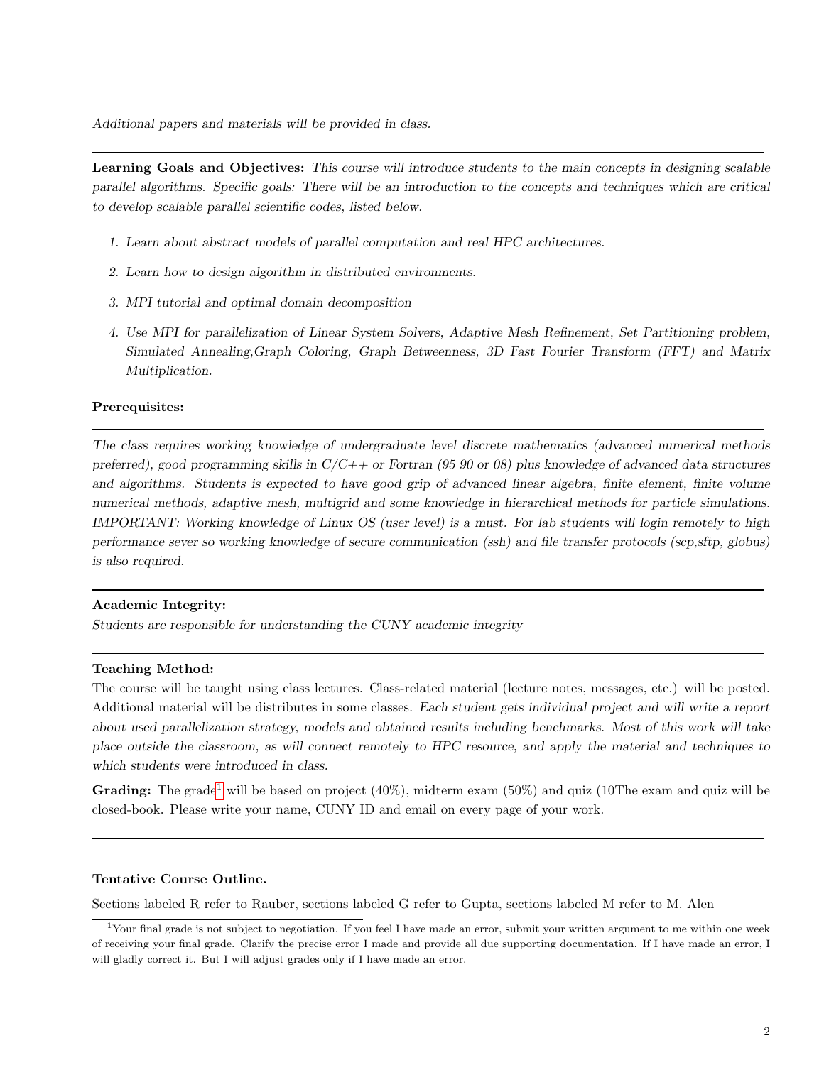*Additional papers and materials will be provided in class.*

---

**Learning Goals and Objectives:** *This course will introduce students to the main concepts in designing scalable parallel algorithms. Specific goals: There will be an introduction to the concepts and techniques which are critical to develop scalable parallel scientific codes, listed below.*

1. *Learn about abstract models of parallel computation and real HPC architectures.*
2. *Learn how to design algorithm in distributed environments.*
3. *MPI tutorial and optimal domain decomposition*
4. *Use MPI for parallelization of Linear System Solvers, Adaptive Mesh Refinement, Set Partitioning problem, Simulated Annealing,Graph Coloring, Graph Betweenness, 3D Fast Fourier Transform (FFT) and Matrix Multiplication.*

**Prerequisites:**

---

*The class requires working knowledge of undergraduate level discrete mathematics (advanced numerical methods preferred), good programming skills in C/C++ or Fortran (95 90 or 08) plus knowledge of advanced data structures and algorithms. Students is expected to have good grip of advanced linear algebra, finite element, finite volume numerical methods, adaptive mesh, multigrid and some knowledge in hierarchical methods for particle simulations. IMPORTANT: Working knowledge of Linux OS (user level) is a must. For lab students will login remotely to high performance sever so working knowledge of secure communication (ssh) and file transfer protocols (scp,sftp, globus) is also required.*

---

**Academic Integrity:**

*Students are responsible for understanding the CUNY academic integrity*

---

**Teaching Method:**

The course will be taught using class lectures. Class-related material (lecture notes, messages, etc.) will be posted. Additional material will be distributes in some classes. *Each student gets individual project and will write a report about used parallelization strategy, models and obtained results including benchmarks. Most of this work will take place outside the classroom, as will connect remotely to HPC resource, and apply the material and techniques to which students were introduced in class.*

**Grading:** The grade[1] will be based on project (40%), midterm exam (50%) and quiz (10The exam and quiz will be closed-book. Please write your name, CUNY ID and email on every page of your work.

---

**Tentative Course Outline.**

Sections labeled R refer to Rauber, sections labeled G refer to Gupta, sections labeled M refer to M. Alen

[1] Your final grade is not subject to negotiation. If you feel I have made an error, submit your written argument to me within one week of receiving your final grade. Clarify the precise error I made and provide all due supporting documentation. If I have made an error, I will gladly correct it. But I will adjust grades only if I have made an error.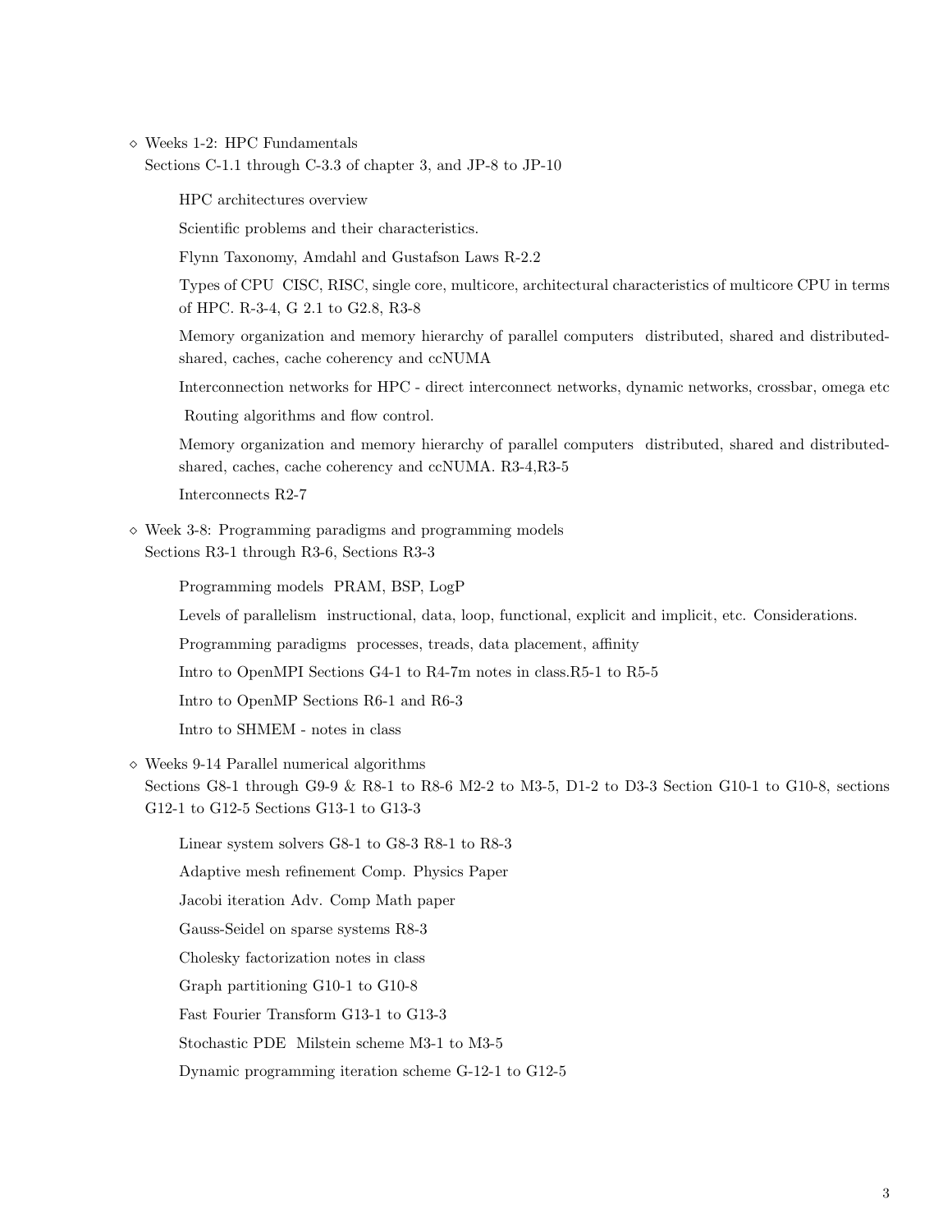- Weeks 1-2: HPC Fundamentals
  Sections C-1.1 through C-3.3 of chapter 3, and JP-8 to JP-10

  HPC architectures overview

  Scientific problems and their characteristics.

  Flynn Taxonomy, Amdahl and Gustafson Laws R-2.2

  Types of CPU CISC, RISC, single core, multicore, architectural characteristics of multicore CPU in terms of HPC. R-3-4, G 2.1 to G2.8, R3-8

  Memory organization and memory hierarchy of parallel computers distributed, shared and distributed-shared, caches, cache coherency and ccNUMA

  Interconnection networks for HPC - direct interconnect networks, dynamic networks, crossbar, omega etc

  Routing algorithms and flow control.

  Memory organization and memory hierarchy of parallel computers distributed, shared and distributed-shared, caches, cache coherency and ccNUMA. R3-4,R3-5

  Interconnects R2-7

- Week 3-8: Programming paradigms and programming models
  Sections R3-1 through R3-6, Sections R3-3

  Programming models PRAM, BSP, LogP

  Levels of parallelism instructional, data, loop, functional, explicit and implicit, etc. Considerations.

  Programming paradigms processes, treads, data placement, affinity

  Intro to OpenMPI Sections G4-1 to R4-7m notes in class.R5-1 to R5-5

  Intro to OpenMP Sections R6-1 and R6-3

  Intro to SHMEM - notes in class

- Weeks 9-14 Parallel numerical algorithms
  Sections G8-1 through G9-9 & R8-1 to R8-6 M2-2 to M3-5, D1-2 to D3-3 Section G10-1 to G10-8, sections G12-1 to G12-5 Sections G13-1 to G13-3

  Linear system solvers G8-1 to G8-3 R8-1 to R8-3

  Adaptive mesh refinement Comp. Physics Paper

  Jacobi iteration Adv. Comp Math paper

  Gauss-Seidel on sparse systems R8-3

  Cholesky factorization notes in class

  Graph partitioning G10-1 to G10-8

  Fast Fourier Transform G13-1 to G13-3

  Stochastic PDE Milstein scheme M3-1 to M3-5

  Dynamic programming iteration scheme G-12-1 to G12-5